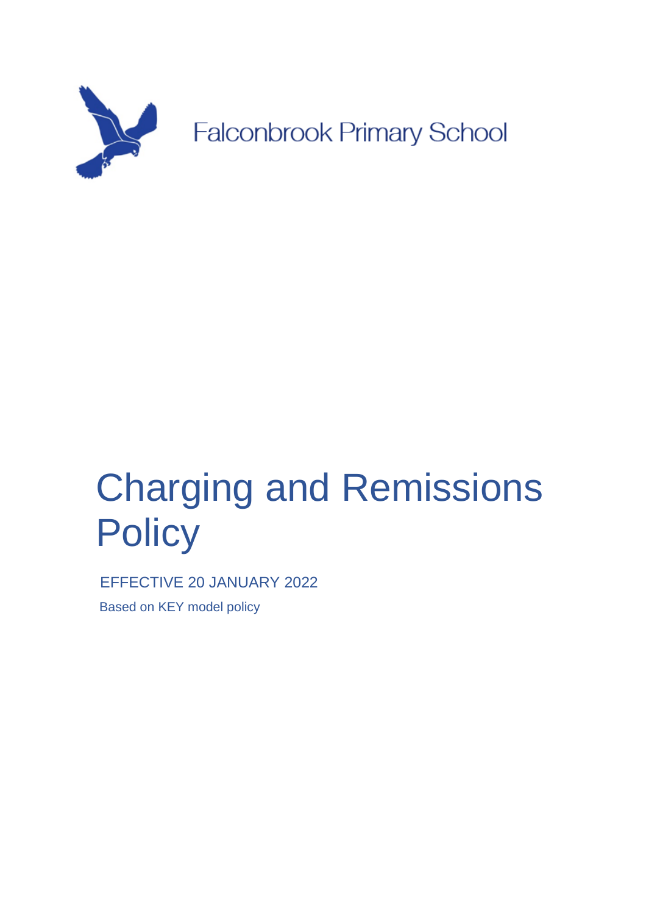Falconbrook Primary School

# Charging and Remissions Policy

EFFECTIVE 20 JANUARY 2022

Based on KEY model policy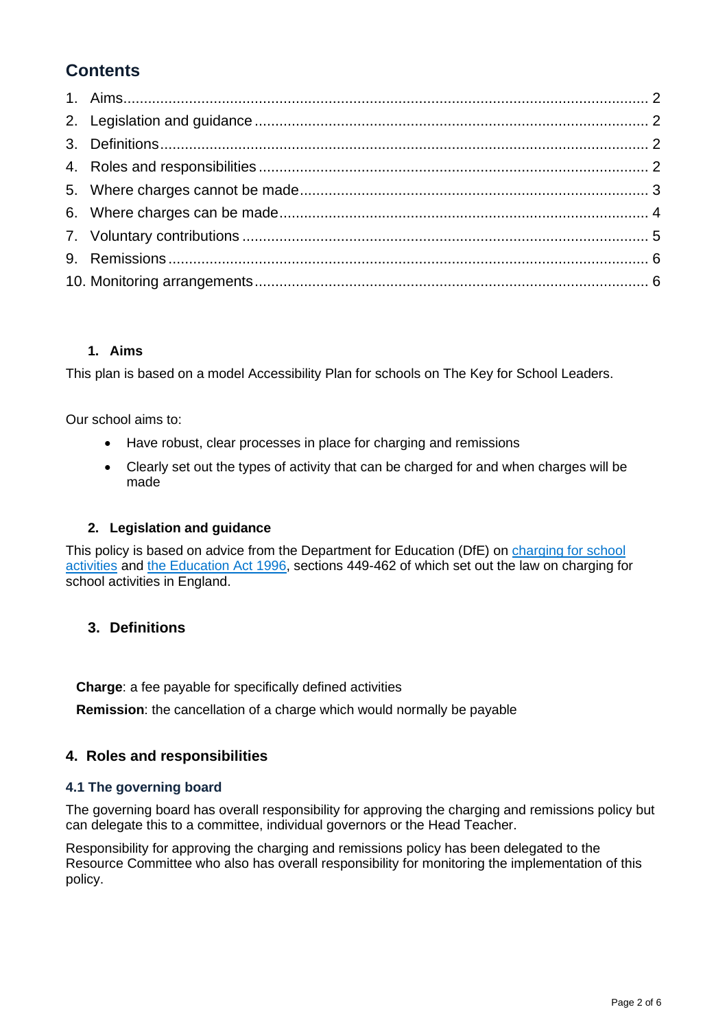## Contents

1. Aims 2
2. Legislation and guidance 2
3. Definitions 2
4. Roles and responsibilities 2
5. Where charges cannot be made 3
6. Where charges can be made 4
7. Voluntary contributions 5
9. Remissions 6
10. Monitoring arrangements 6

### 1. Aims

This plan is based on a model Accessibility Plan for schools on The Key for School Leaders.

Our school aims to:

- Have robust, clear processes in place for charging and remissions
- Clearly set out the types of activity that can be charged for and when charges will be made

### 2. Legislation and guidance

This policy is based on advice from the Department for Education (DfE) on charging for school activities and the Education Act 1996, sections 449-462 of which set out the law on charging for school activities in England.

### 3. Definitions

**Charge**: a fee payable for specifically defined activities

**Remission**: the cancellation of a charge which would normally be payable

## 4. Roles and responsibilities

### 4.1 The governing board

The governing board has overall responsibility for approving the charging and remissions policy but can delegate this to a committee, individual governors or the Head Teacher.

Responsibility for approving the charging and remissions policy has been delegated to the Resource Committee who also has overall responsibility for monitoring the implementation of this policy.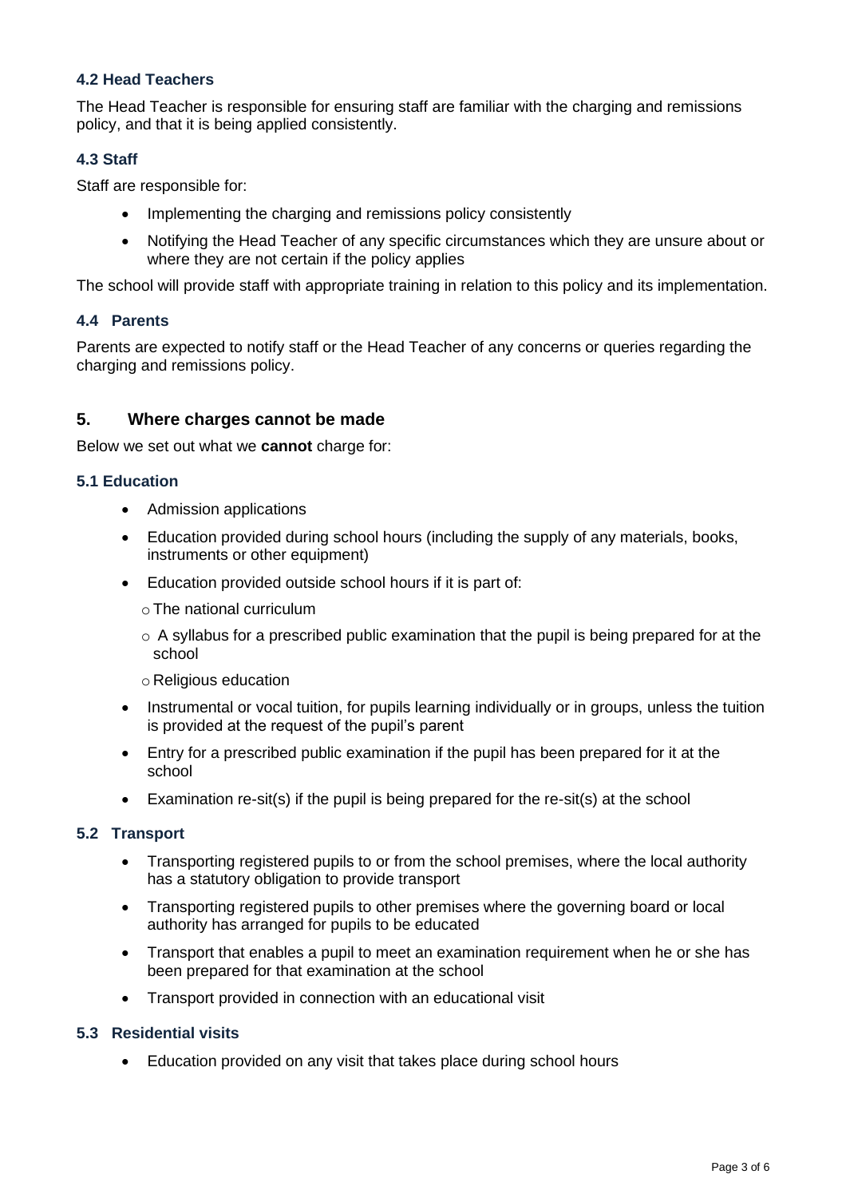### 4.2 Head Teachers

The Head Teacher is responsible for ensuring staff are familiar with the charging and remissions policy, and that it is being applied consistently.

### 4.3 Staff

Staff are responsible for:

- Implementing the charging and remissions policy consistently
- Notifying the Head Teacher of any specific circumstances which they are unsure about or where they are not certain if the policy applies

The school will provide staff with appropriate training in relation to this policy and its implementation.

### 4.4 Parents

Parents are expected to notify staff or the Head Teacher of any concerns or queries regarding the charging and remissions policy.

## 5. Where charges cannot be made

Below we set out what we **cannot** charge for:

### 5.1 Education

- Admission applications
- Education provided during school hours (including the supply of any materials, books, instruments or other equipment)
- Education provided outside school hours if it is part of:
  - The national curriculum
  - A syllabus for a prescribed public examination that the pupil is being prepared for at the school
  - Religious education
- Instrumental or vocal tuition, for pupils learning individually or in groups, unless the tuition is provided at the request of the pupil's parent
- Entry for a prescribed public examination if the pupil has been prepared for it at the school
- Examination re-sit(s) if the pupil is being prepared for the re-sit(s) at the school

### 5.2 Transport

- Transporting registered pupils to or from the school premises, where the local authority has a statutory obligation to provide transport
- Transporting registered pupils to other premises where the governing board or local authority has arranged for pupils to be educated
- Transport that enables a pupil to meet an examination requirement when he or she has been prepared for that examination at the school
- Transport provided in connection with an educational visit

### 5.3 Residential visits

- Education provided on any visit that takes place during school hours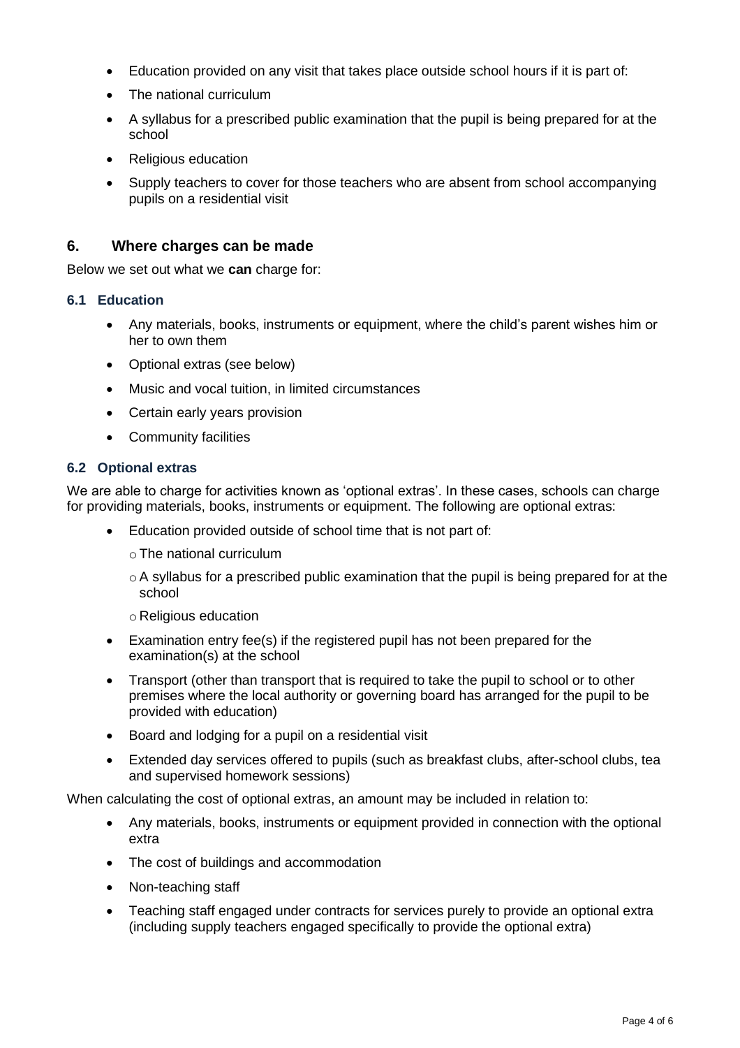- Education provided on any visit that takes place outside school hours if it is part of:
- The national curriculum
- A syllabus for a prescribed public examination that the pupil is being prepared for at the school
- Religious education
- Supply teachers to cover for those teachers who are absent from school accompanying pupils on a residential visit

## 6. Where charges can be made

Below we set out what we **can** charge for:

### 6.1 Education

- Any materials, books, instruments or equipment, where the child's parent wishes him or her to own them
- Optional extras (see below)
- Music and vocal tuition, in limited circumstances
- Certain early years provision
- Community facilities

### 6.2 Optional extras

We are able to charge for activities known as 'optional extras'. In these cases, schools can charge for providing materials, books, instruments or equipment. The following are optional extras:

- Education provided outside of school time that is not part of:
  - The national curriculum
  - A syllabus for a prescribed public examination that the pupil is being prepared for at the school
  - Religious education
- Examination entry fee(s) if the registered pupil has not been prepared for the examination(s) at the school
- Transport (other than transport that is required to take the pupil to school or to other premises where the local authority or governing board has arranged for the pupil to be provided with education)
- Board and lodging for a pupil on a residential visit
- Extended day services offered to pupils (such as breakfast clubs, after-school clubs, tea and supervised homework sessions)

When calculating the cost of optional extras, an amount may be included in relation to:

- Any materials, books, instruments or equipment provided in connection with the optional extra
- The cost of buildings and accommodation
- Non-teaching staff
- Teaching staff engaged under contracts for services purely to provide an optional extra (including supply teachers engaged specifically to provide the optional extra)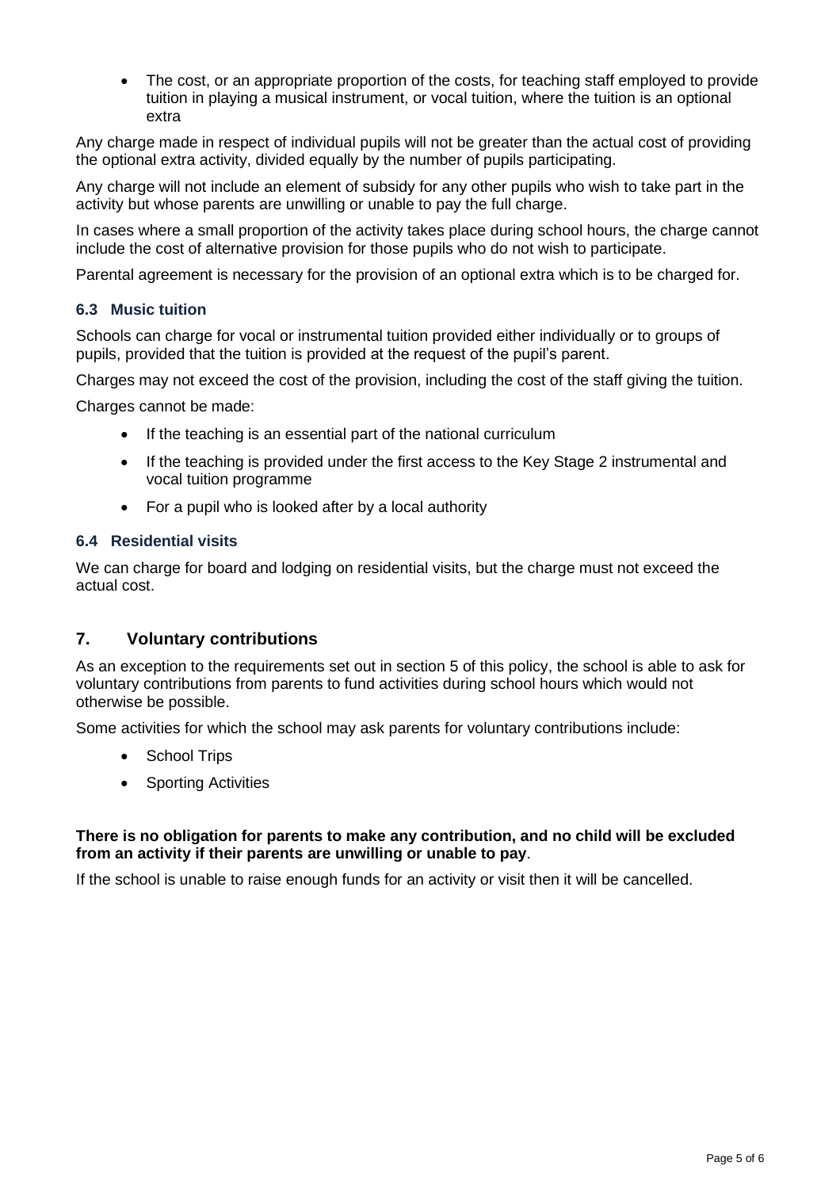- The cost, or an appropriate proportion of the costs, for teaching staff employed to provide tuition in playing a musical instrument, or vocal tuition, where the tuition is an optional extra

Any charge made in respect of individual pupils will not be greater than the actual cost of providing the optional extra activity, divided equally by the number of pupils participating.

Any charge will not include an element of subsidy for any other pupils who wish to take part in the activity but whose parents are unwilling or unable to pay the full charge.

In cases where a small proportion of the activity takes place during school hours, the charge cannot include the cost of alternative provision for those pupils who do not wish to participate.

Parental agreement is necessary for the provision of an optional extra which is to be charged for.

### 6.3 Music tuition

Schools can charge for vocal or instrumental tuition provided either individually or to groups of pupils, provided that the tuition is provided at the request of the pupil's parent.

Charges may not exceed the cost of the provision, including the cost of the staff giving the tuition.

Charges cannot be made:

- If the teaching is an essential part of the national curriculum
- If the teaching is provided under the first access to the Key Stage 2 instrumental and vocal tuition programme
- For a pupil who is looked after by a local authority

### 6.4 Residential visits

We can charge for board and lodging on residential visits, but the charge must not exceed the actual cost.

## 7. Voluntary contributions

As an exception to the requirements set out in section 5 of this policy, the school is able to ask for voluntary contributions from parents to fund activities during school hours which would not otherwise be possible.

Some activities for which the school may ask parents for voluntary contributions include:

- School Trips
- Sporting Activities

**There is no obligation for parents to make any contribution, and no child will be excluded from an activity if their parents are unwilling or unable to pay**.

If the school is unable to raise enough funds for an activity or visit then it will be cancelled.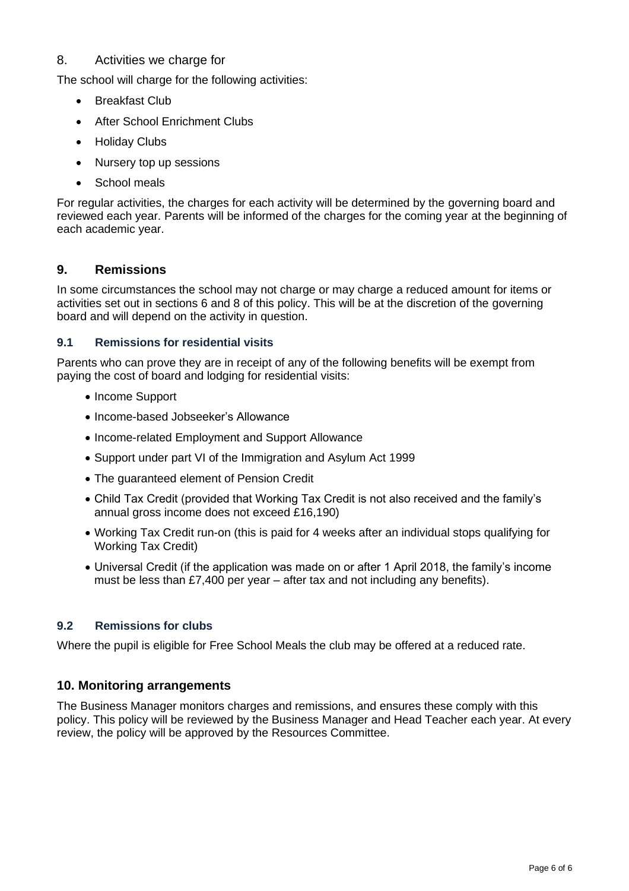## 8. Activities we charge for

The school will charge for the following activities:

- Breakfast Club
- After School Enrichment Clubs
- Holiday Clubs
- Nursery top up sessions
- School meals

For regular activities, the charges for each activity will be determined by the governing board and reviewed each year. Parents will be informed of the charges for the coming year at the beginning of each academic year.

## 9. Remissions

In some circumstances the school may not charge or may charge a reduced amount for items or activities set out in sections 6 and 8 of this policy. This will be at the discretion of the governing board and will depend on the activity in question.

### 9.1 Remissions for residential visits

Parents who can prove they are in receipt of any of the following benefits will be exempt from paying the cost of board and lodging for residential visits:

- Income Support
- Income-based Jobseeker's Allowance
- Income-related Employment and Support Allowance
- Support under part VI of the Immigration and Asylum Act 1999
- The guaranteed element of Pension Credit
- Child Tax Credit (provided that Working Tax Credit is not also received and the family's annual gross income does not exceed £16,190)
- Working Tax Credit run-on (this is paid for 4 weeks after an individual stops qualifying for Working Tax Credit)
- Universal Credit (if the application was made on or after 1 April 2018, the family's income must be less than £7,400 per year – after tax and not including any benefits).

### 9.2 Remissions for clubs

Where the pupil is eligible for Free School Meals the club may be offered at a reduced rate.

## 10. Monitoring arrangements

The Business Manager monitors charges and remissions, and ensures these comply with this policy. This policy will be reviewed by the Business Manager and Head Teacher each year. At every review, the policy will be approved by the Resources Committee.